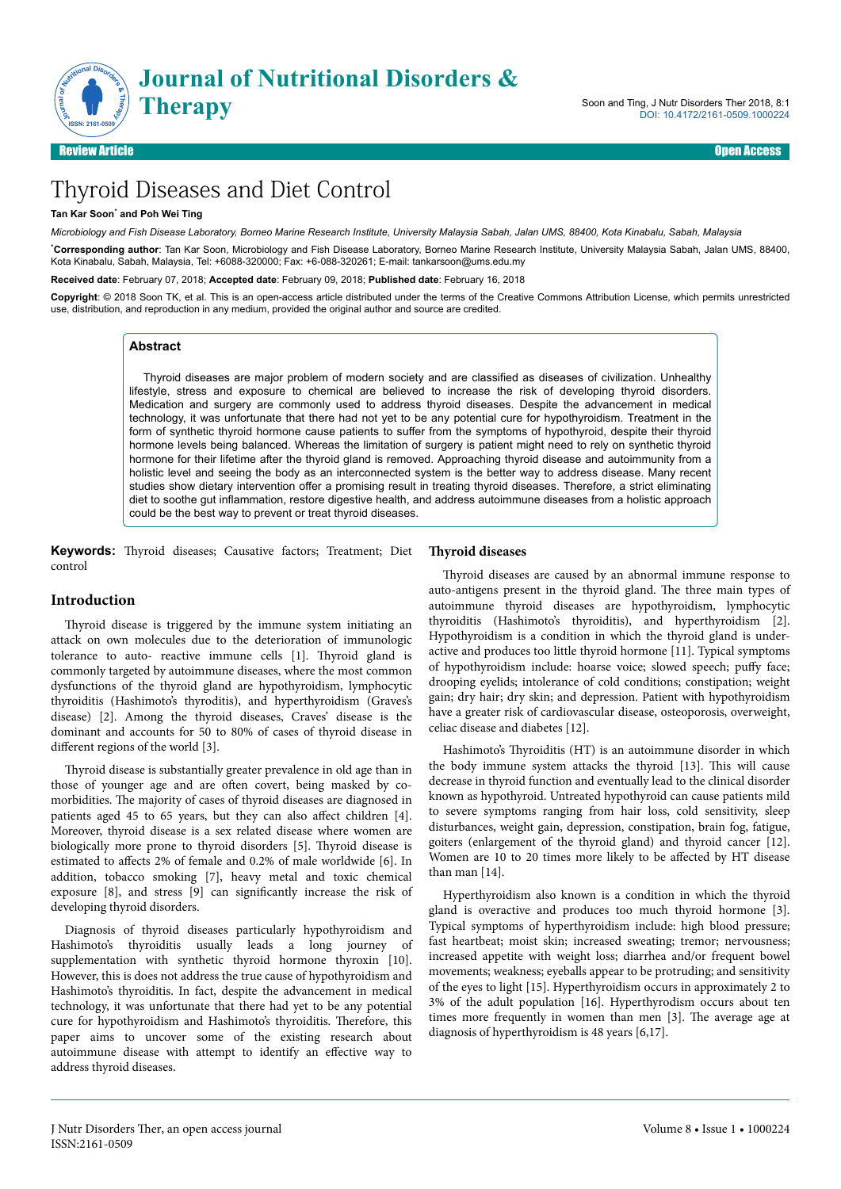# Thyroid Diseases and Diet Control

**Tan Kar Soon*[*] and Poh Wei Ting**

*Microbiology and Fish Disease Laboratory, Borneo Marine Research Institute, University Malaysia Sabah, Jalan UMS, 88400, Kota Kinabalu, Sabah, Malaysia*

[*]**Corresponding author**: Tan Kar Soon, Microbiology and Fish Disease Laboratory, Borneo Marine Research Institute, University Malaysia Sabah, Jalan UMS, 88400, Kota Kinabalu, Sabah, Malaysia, Tel: +6088-320000; Fax: +6-088-320261; E-mail: tankarsoon@ums.edu.my

**Received date**: February 07, 2018; **Accepted date**: February 09, 2018; **Published date**: February 16, 2018

**Copyright**: © 2018 Soon TK, et al. This is an open-access article distributed under the terms of the Creative Commons Attribution License, which permits unrestricted use, distribution, and reproduction in any medium, provided the original author and source are credited.

## Abstract

Thyroid diseases are major problem of modern society and are classified as diseases of civilization. Unhealthy lifestyle, stress and exposure to chemical are believed to increase the risk of developing thyroid disorders. Medication and surgery are commonly used to address thyroid diseases. Despite the advancement in medical technology, it was unfortunate that there had not yet to be any potential cure for hypothyroidism. Treatment in the form of synthetic thyroid hormone cause patients to suffer from the symptoms of hypothyroid, despite their thyroid hormone levels being balanced. Whereas the limitation of surgery is patient might need to rely on synthetic thyroid hormone for their lifetime after the thyroid gland is removed. Approaching thyroid disease and autoimmunity from a holistic level and seeing the body as an interconnected system is the better way to address disease. Many recent studies show dietary intervention offer a promising result in treating thyroid diseases. Therefore, a strict eliminating diet to soothe gut inflammation, restore digestive health, and address autoimmune diseases from a holistic approach could be the best way to prevent or treat thyroid diseases.

**Keywords:** Thyroid diseases; Causative factors; Treatment; Diet control

## Introduction

Thyroid disease is triggered by the immune system initiating an attack on own molecules due to the deterioration of immunologic tolerance to auto- reactive immune cells [1]. Thyroid gland is commonly targeted by autoimmune diseases, where the most common dysfunctions of the thyroid gland are hypothyroidism, lymphocytic thyroiditis (Hashimoto's thyroditis), and hyperthyroidism (Graves's disease) [2]. Among the thyroid diseases, Craves' disease is the dominant and accounts for 50 to 80% of cases of thyroid disease in different regions of the world [3].

Thyroid disease is substantially greater prevalence in old age than in those of younger age and are often covert, being masked by co-morbidities. The majority of cases of thyroid diseases are diagnosed in patients aged 45 to 65 years, but they can also affect children [4]. Moreover, thyroid disease is a sex related disease where women are biologically more prone to thyroid disorders [5]. Thyroid disease is estimated to affects 2% of female and 0.2% of male worldwide [6]. In addition, tobacco smoking [7], heavy metal and toxic chemical exposure [8], and stress [9] can significantly increase the risk of developing thyroid disorders.

Diagnosis of thyroid diseases particularly hypothyroidism and Hashimoto's thyroiditis usually leads a long journey of supplementation with synthetic thyroid hormone thyroxin [10]. However, this is does not address the true cause of hypothyroidism and Hashimoto's thyroiditis. In fact, despite the advancement in medical technology, it was unfortunate that there had yet to be any potential cure for hypothyroidism and Hashimoto's thyroiditis. Therefore, this paper aims to uncover some of the existing research about autoimmune disease with attempt to identify an effective way to address thyroid diseases.

## Thyroid diseases

Thyroid diseases are caused by an abnormal immune response to auto-antigens present in the thyroid gland. The three main types of autoimmune thyroid diseases are hypothyroidism, lymphocytic thyroiditis (Hashimoto's thyroiditis), and hyperthyroidism [2]. Hypothyroidism is a condition in which the thyroid gland is under-active and produces too little thyroid hormone [11]. Typical symptoms of hypothyroidism include: hoarse voice; slowed speech; puffy face; drooping eyelids; intolerance of cold conditions; constipation; weight gain; dry hair; dry skin; and depression. Patient with hypothyroidism have a greater risk of cardiovascular disease, osteoporosis, overweight, celiac disease and diabetes [12].

Hashimoto's Thyroiditis (HT) is an autoimmune disorder in which the body immune system attacks the thyroid [13]. This will cause decrease in thyroid function and eventually lead to the clinical disorder known as hypothyroid. Untreated hypothyroid can cause patients mild to severe symptoms ranging from hair loss, cold sensitivity, sleep disturbances, weight gain, depression, constipation, brain fog, fatigue, goiters (enlargement of the thyroid gland) and thyroid cancer [12]. Women are 10 to 20 times more likely to be affected by HT disease than man [14].

Hyperthyroidism also known is a condition in which the thyroid gland is overactive and produces too much thyroid hormone [3]. Typical symptoms of hyperthyroidism include: high blood pressure; fast heartbeat; moist skin; increased sweating; tremor; nervousness; increased appetite with weight loss; diarrhea and/or frequent bowel movements; weakness; eyeballs appear to be protruding; and sensitivity of the eyes to light [15]. Hyperthyroidism occurs in approximately 2 to 3% of the adult population [16]. Hyperthyrodism occurs about ten times more frequently in women than men [3]. The average age at diagnosis of hyperthyroidism is 48 years [6,17].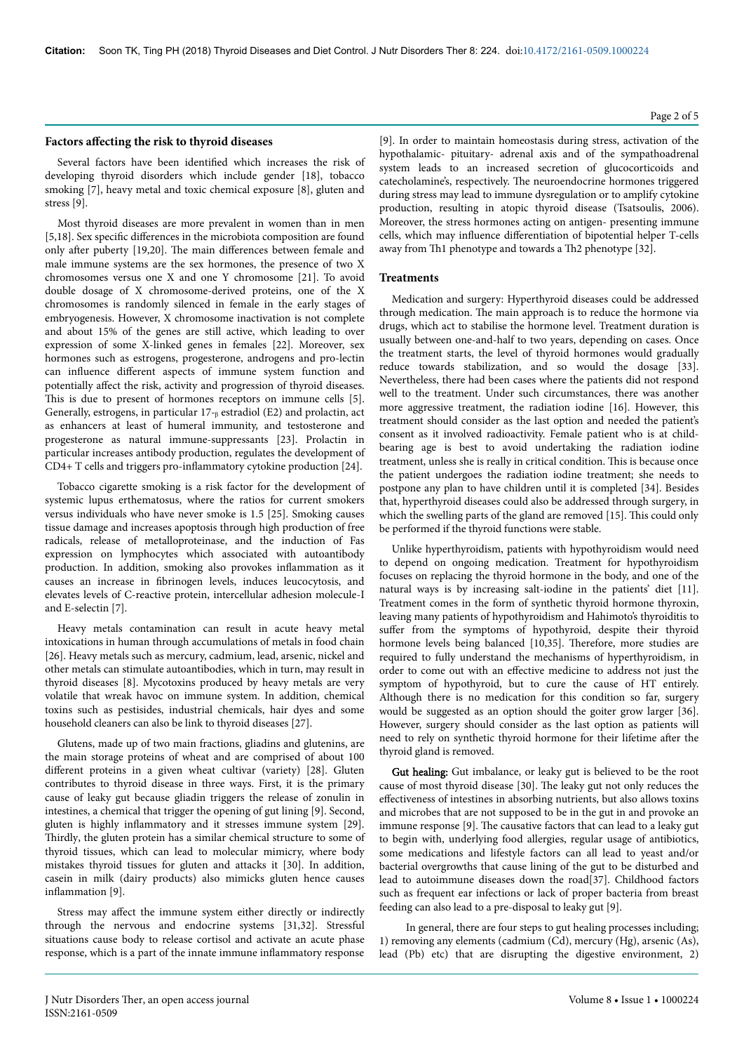### Factors affecting the risk to thyroid diseases

Several factors have been identified which increases the risk of developing thyroid disorders which include gender [18], tobacco smoking [7], heavy metal and toxic chemical exposure [8], gluten and stress [9].

Most thyroid diseases are more prevalent in women than in men [5,18]. Sex specific differences in the microbiota composition are found only after puberty [19,20]. The main differences between female and male immune systems are the sex hormones, the presence of two X chromosomes versus one X and one Y chromosome [21]. To avoid double dosage of X chromosome-derived proteins, one of the X chromosomes is randomly silenced in female in the early stages of embryogenesis. However, X chromosome inactivation is not complete and about 15% of the genes are still active, which leading to over expression of some X-linked genes in females [22]. Moreover, sex hormones such as estrogens, progesterone, androgens and pro-lectin can influence different aspects of immune system function and potentially affect the risk, activity and progression of thyroid diseases. This is due to present of hormones receptors on immune cells [5]. Generally, estrogens, in particular 17-$\beta$ estradiol (E2) and prolactin, act as enhancers at least of humeral immunity, and testosterone and progesterone as natural immune-suppressants [23]. Prolactin in particular increases antibody production, regulates the development of CD4+ T cells and triggers pro-inflammatory cytokine production [24].

Tobacco cigarette smoking is a risk factor for the development of systemic lupus erthematosus, where the ratios for current smokers versus individuals who have never smoke is 1.5 [25]. Smoking causes tissue damage and increases apoptosis through high production of free radicals, release of metalloproteinase, and the induction of Fas expression on lymphocytes which associated with autoantibody production. In addition, smoking also provokes inflammation as it causes an increase in fibrinogen levels, induces leucocytosis, and elevates levels of C-reactive protein, intercellular adhesion molecule-I and E-selectin [7].

Heavy metals contamination can result in acute heavy metal intoxications in human through accumulations of metals in food chain [26]. Heavy metals such as mercury, cadmium, lead, arsenic, nickel and other metals can stimulate autoantibodies, which in turn, may result in thyroid diseases [8]. Mycotoxins produced by heavy metals are very volatile that wreak havoc on immune system. In addition, chemical toxins such as pestisides, industrial chemicals, hair dyes and some household cleaners can also be link to thyroid diseases [27].

Glutens, made up of two main fractions, gliadins and glutenins, are the main storage proteins of wheat and are comprised of about 100 different proteins in a given wheat cultivar (variety) [28]. Gluten contributes to thyroid disease in three ways. First, it is the primary cause of leaky gut because gliadin triggers the release of zonulin in intestines, a chemical that trigger the opening of gut lining [9]. Second, gluten is highly inflammatory and it stresses immune system [29]. Thirdly, the gluten protein has a similar chemical structure to some of thyroid tissues, which can lead to molecular mimicry, where body mistakes thyroid tissues for gluten and attacks it [30]. In addition, casein in milk (dairy products) also mimicks gluten hence causes inflammation [9].

Stress may affect the immune system either directly or indirectly through the nervous and endocrine systems [31,32]. Stressful situations cause body to release cortisol and activate an acute phase response, which is a part of the innate immune inflammatory response [9]. In order to maintain homeostasis during stress, activation of the hypothalamic- pituitary- adrenal axis and of the sympathoadrenal system leads to an increased secretion of glucocorticoids and catecholamine's, respectively. The neuroendocrine hormones triggered during stress may lead to immune dysregulation or to amplify cytokine production, resulting in atopic thyroid disease (Tsatsoulis, 2006). Moreover, the stress hormones acting on antigen- presenting immune cells, which may influence differentiation of bipotential helper T-cells away from Th1 phenotype and towards a Th2 phenotype [32].

### Treatments

Medication and surgery: Hyperthyroid diseases could be addressed through medication. The main approach is to reduce the hormone via drugs, which act to stabilise the hormone level. Treatment duration is usually between one-and-half to two years, depending on cases. Once the treatment starts, the level of thyroid hormones would gradually reduce towards stabilization, and so would the dosage [33]. Nevertheless, there had been cases where the patients did not respond well to the treatment. Under such circumstances, there was another more aggressive treatment, the radiation iodine [16]. However, this treatment should consider as the last option and needed the patient's consent as it involved radioactivity. Female patient who is at child-bearing age is best to avoid undertaking the radiation iodine treatment, unless she is really in critical condition. This is because once the patient undergoes the radiation iodine treatment; she needs to postpone any plan to have children until it is completed [34]. Besides that, hyperthyroid diseases could also be addressed through surgery, in which the swelling parts of the gland are removed [15]. This could only be performed if the thyroid functions were stable.

Unlike hyperthyroidism, patients with hypothyroidism would need to depend on ongoing medication. Treatment for hypothyroidism focuses on replacing the thyroid hormone in the body, and one of the natural ways is by increasing salt-iodine in the patients' diet [11]. Treatment comes in the form of synthetic thyroid hormone thyroxin, leaving many patients of hypothyroidism and Hahimoto's thyroiditis to suffer from the symptoms of hypothyroid, despite their thyroid hormone levels being balanced [10,35]. Therefore, more studies are required to fully understand the mechanisms of hyperthyroidism, in order to come out with an effective medicine to address not just the symptom of hypothyroid, but to cure the cause of HT entirely. Although there is no medication for this condition so far, surgery would be suggested as an option should the goiter grow larger [36]. However, surgery should consider as the last option as patients will need to rely on synthetic thyroid hormone for their lifetime after the thyroid gland is removed.

<u>Gut healing:</u> Gut imbalance, or leaky gut is believed to be the root cause of most thyroid disease [30]. The leaky gut not only reduces the effectiveness of intestines in absorbing nutrients, but also allows toxins and microbes that are not supposed to be in the gut in and provoke an immune response [9]. The causative factors that can lead to a leaky gut to begin with, underlying food allergies, regular usage of antibiotics, some medications and lifestyle factors can all lead to yeast and/or bacterial overgrowths that cause lining of the gut to be disturbed and lead to autoimmune diseases down the road[37]. Childhood factors such as frequent ear infections or lack of proper bacteria from breast feeding can also lead to a pre-disposal to leaky gut [9].

In general, there are four steps to gut healing processes including; 1) removing any elements (cadmium (Cd), mercury (Hg), arsenic (As), lead (Pb) etc) that are disrupting the digestive environment, 2)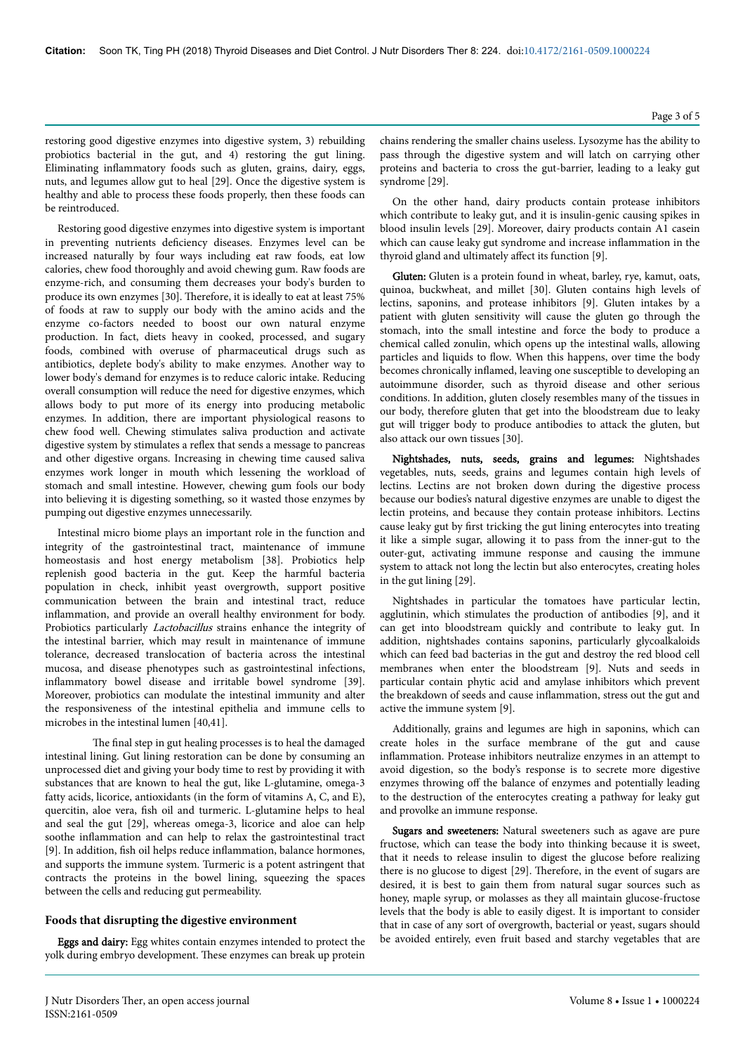restoring good digestive enzymes into digestive system, 3) rebuilding probiotics bacterial in the gut, and 4) restoring the gut lining. Eliminating inflammatory foods such as gluten, grains, dairy, eggs, nuts, and legumes allow gut to heal [29]. Once the digestive system is healthy and able to process these foods properly, then these foods can be reintroduced.

Restoring good digestive enzymes into digestive system is important in preventing nutrients deficiency diseases. Enzymes level can be increased naturally by four ways including eat raw foods, eat low calories, chew food thoroughly and avoid chewing gum. Raw foods are enzyme-rich, and consuming them decreases your body's burden to produce its own enzymes [30]. Therefore, it is ideally to eat at least 75% of foods at raw to supply our body with the amino acids and the enzyme co-factors needed to boost our own natural enzyme production. In fact, diets heavy in cooked, processed, and sugary foods, combined with overuse of pharmaceutical drugs such as antibiotics, deplete body's ability to make enzymes. Another way to lower body's demand for enzymes is to reduce caloric intake. Reducing overall consumption will reduce the need for digestive enzymes, which allows body to put more of its energy into producing metabolic enzymes. In addition, there are important physiological reasons to chew food well. Chewing stimulates saliva production and activate digestive system by stimulates a reflex that sends a message to pancreas and other digestive organs. Increasing in chewing time caused saliva enzymes work longer in mouth which lessening the workload of stomach and small intestine. However, chewing gum fools our body into believing it is digesting something, so it wasted those enzymes by pumping out digestive enzymes unnecessarily.

Intestinal micro biome plays an important role in the function and integrity of the gastrointestinal tract, maintenance of immune homeostasis and host energy metabolism [38]. Probiotics help replenish good bacteria in the gut. Keep the harmful bacteria population in check, inhibit yeast overgrowth, support positive communication between the brain and intestinal tract, reduce inflammation, and provide an overall healthy environment for body. Probiotics particularly *Lactobacillus* strains enhance the integrity of the intestinal barrier, which may result in maintenance of immune tolerance, decreased translocation of bacteria across the intestinal mucosa, and disease phenotypes such as gastrointestinal infections, inflammatory bowel disease and irritable bowel syndrome [39]. Moreover, probiotics can modulate the intestinal immunity and alter the responsiveness of the intestinal epithelia and immune cells to microbes in the intestinal lumen [40,41].

The final step in gut healing processes is to heal the damaged intestinal lining. Gut lining restoration can be done by consuming an unprocessed diet and giving your body time to rest by providing it with substances that are known to heal the gut, like L-glutamine, omega-3 fatty acids, licorice, antioxidants (in the form of vitamins A, C, and E), quercitin, aloe vera, fish oil and turmeric. L-glutamine helps to heal and seal the gut [29], whereas omega-3, licorice and aloe can help soothe inflammation and can help to relax the gastrointestinal tract [9]. In addition, fish oil helps reduce inflammation, balance hormones, and supports the immune system. Turmeric is a potent astringent that contracts the proteins in the bowel lining, squeezing the spaces between the cells and reducing gut permeability.

## Foods that disrupting the digestive environment

**Eggs and dairy:** Egg whites contain enzymes intended to protect the yolk during embryo development. These enzymes can break up protein chains rendering the smaller chains useless. Lysozyme has the ability to pass through the digestive system and will latch on carrying other proteins and bacteria to cross the gut-barrier, leading to a leaky gut syndrome [29].

On the other hand, dairy products contain protease inhibitors which contribute to leaky gut, and it is insulin-genic causing spikes in blood insulin levels [29]. Moreover, dairy products contain A1 casein which can cause leaky gut syndrome and increase inflammation in the thyroid gland and ultimately affect its function [9].

**Gluten:** Gluten is a protein found in wheat, barley, rye, kamut, oats, quinoa, buckwheat, and millet [30]. Gluten contains high levels of lectins, saponins, and protease inhibitors [9]. Gluten intakes by a patient with gluten sensitivity will cause the gluten go through the stomach, into the small intestine and force the body to produce a chemical called zonulin, which opens up the intestinal walls, allowing particles and liquids to flow. When this happens, over time the body becomes chronically inflamed, leaving one susceptible to developing an autoimmune disorder, such as thyroid disease and other serious conditions. In addition, gluten closely resembles many of the tissues in our body, therefore gluten that get into the bloodstream due to leaky gut will trigger body to produce antibodies to attack the gluten, but also attack our own tissues [30].

**Nightshades, nuts, seeds, grains and legumes:** Nightshades vegetables, nuts, seeds, grains and legumes contain high levels of lectins. Lectins are not broken down during the digestive process because our bodies's natural digestive enzymes are unable to digest the lectin proteins, and because they contain protease inhibitors. Lectins cause leaky gut by first tricking the gut lining enterocytes into treating it like a simple sugar, allowing it to pass from the inner-gut to the outer-gut, activating immune response and causing the immune system to attack not long the lectin but also enterocytes, creating holes in the gut lining [29].

Nightshades in particular the tomatoes have particular lectin, agglutinin, which stimulates the production of antibodies [9], and it can get into bloodstream quickly and contribute to leaky gut. In addition, nightshades contains saponins, particularly glycoalkaloids which can feed bad bacterias in the gut and destroy the red blood cell membranes when enter the bloodstream [9]. Nuts and seeds in particular contain phytic acid and amylase inhibitors which prevent the breakdown of seeds and cause inflammation, stress out the gut and active the immune system [9].

Additionally, grains and legumes are high in saponins, which can create holes in the surface membrane of the gut and cause inflammation. Protease inhibitors neutralize enzymes in an attempt to avoid digestion, so the body's response is to secrete more digestive enzymes throwing off the balance of enzymes and potentially leading to the destruction of the enterocytes creating a pathway for leaky gut and provolke an immune response.

**Sugars and sweeteners:** Natural sweeteners such as agave are pure fructose, which can tease the body into thinking because it is sweet, that it needs to release insulin to digest the glucose before realizing there is no glucose to digest [29]. Therefore, in the event of sugars are desired, it is best to gain them from natural sugar sources such as honey, maple syrup, or molasses as they all maintain glucose-fructose levels that the body is able to easily digest. It is important to consider that in case of any sort of overgrowth, bacterial or yeast, sugars should be avoided entirely, even fruit based and starchy vegetables that are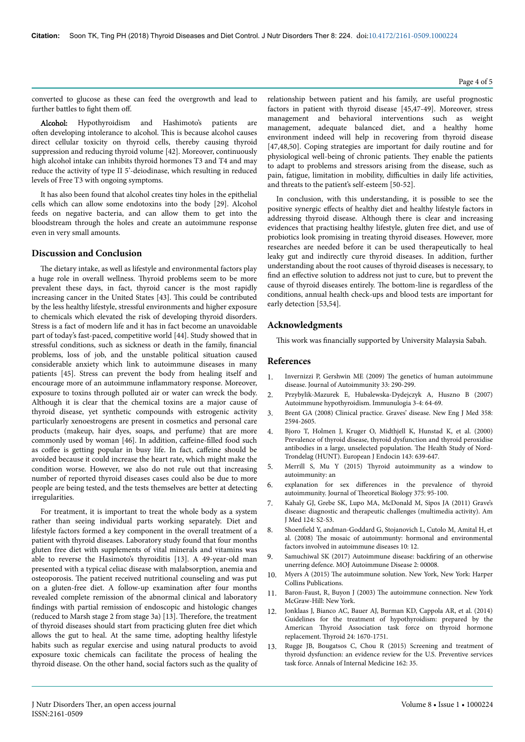converted to glucose as these can feed the overgrowth and lead to further battles to fight them off.

**Alcohol:** Hypothyroidism and Hashimoto's patients are often developing intolerance to alcohol. This is because alcohol causes direct cellular toxicity on thyroid cells, thereby causing thyroid suppression and reducing thyroid volume [42]. Moreover, continuously high alcohol intake can inhibits thyroid hormones T3 and T4 and may reduce the activity of type II 5'-deiodinase, which resulting in reduced levels of Free T3 with ongoing symptoms.

It has also been found that alcohol creates tiny holes in the epithelial cells which can allow some endotoxins into the body [29]. Alcohol feeds on negative bacteria, and can allow them to get into the bloodstream through the holes and create an autoimmune response even in very small amounts.

## Discussion and Conclusion

The dietary intake, as well as lifestyle and environmental factors play a huge role in overall wellness. Thyroid problems seem to be more prevalent these days, in fact, thyroid cancer is the most rapidly increasing cancer in the United States [43]. This could be contributed by the less healthy lifestyle, stressful environments and higher exposure to chemicals which elevated the risk of developing thyroid disorders. Stress is a fact of modern life and it has in fact become an unavoidable part of today's fast-paced, competitive world [44]. Study showed that in stressful conditions, such as sickness or death in the family, financial problems, loss of job, and the unstable political situation caused considerable anxiety which link to autoimmune diseases in many patients [45]. Stress can prevent the body from healing itself and encourage more of an autoimmune inflammatory response. Moreover, exposure to toxins through polluted air or water can wreck the body. Although it is clear that the chemical toxins are a major cause of thyroid disease, yet synthetic compounds with estrogenic activity particularly xenoestrogens are present in cosmetics and personal care products (makeup, hair dyes, soaps, and perfume) that are more commonly used by woman [46]. In addition, caffeine-filled food such as coffee is getting popular in busy life. In fact, caffeine should be avoided because it could increase the heart rate, which might make the condition worse. However, we also do not rule out that increasing number of reported thyroid diseases cases could also be due to more people are being tested, and the tests themselves are better at detecting irregularities.

For treatment, it is important to treat the whole body as a system rather than seeing individual parts working separately. Diet and lifestyle factors formed a key component in the overall treatment of a patient with thyroid diseases. Laboratory study found that four months gluten free diet with supplements of vital minerals and vitamins was able to reverse the Hasimoto's thyroiditis [13]. A 49-year-old man presented with a typical celiac disease with malabsorption, anemia and osteoporosis. The patient received nutritional counseling and was put on a gluten-free diet. A follow-up examination after four months revealed complete remission of the abnormal clinical and laboratory findings with partial remission of endoscopic and histologic changes (reduced to Marsh stage 2 from stage 3a) [13]. Therefore, the treatment of thyroid diseases should start from practicing gluten free diet which allows the gut to heal. At the same time, adopting healthy lifestyle habits such as regular exercise and using natural products to avoid exposure toxic chemicals can facilitate the process of healing the thyroid disease. On the other hand, social factors such as the quality of relationship between patient and his family, are useful prognostic factors in patient with thyroid disease [45,47-49]. Moreover, stress management and behavioral interventions such as weight management, adequate balanced diet, and a healthy home environment indeed will help in recovering from thyroid disease [47,48,50]. Coping strategies are important for daily routine and for physiological well-being of chronic patients. They enable the patients to adapt to problems and stressors arising from the disease, such as pain, fatigue, limitation in mobility, difficulties in daily life activities, and threats to the patient's self-esteem [50-52].

In conclusion, with this understanding, it is possible to see the positive synergic effects of healthy diet and healthy lifestyle factors in addressing thyroid disease. Although there is clear and increasing evidences that practising healthy lifestyle, gluten free diet, and use of probiotics look promising in treating thyroid diseases. However, more researches are needed before it can be used therapeutically to heal leaky gut and indirectly cure thyroid diseases. In addition, further understanding about the root causes of thyroid diseases is necessary, to find an effective solution to address not just to cure, but to prevent the cause of thyroid diseases entirely. The bottom-line is regardless of the conditions, annual health check-ups and blood tests are important for early detection [53,54].

## Acknowledgments

This work was financially supported by University Malaysia Sabah.

## References

1. Invernizzi P, Gershwin ME (2009) The genetics of human autoimmune disease. Journal of Autoimmunity 33: 290-299.
2. Przybylik-Mazurek E, Hubalewska-Dydejczyk A, Huszno B (2007) Autoimmune hypothyroidism. Immunologia 3-4: 64-69.
3. Brent GA (2008) Clinical practice. Graves' disease. New Eng J Med 358: 2594-2605.
4. Bjoro T, Holmen J, Kruger O, Midthjell K, Hunstad K, et al. (2000) Prevalence of thyroid disease, thyroid dysfunction and thyroid peroxidise antibodies in a large, unselected population. The Health Study of Nord-Trondelag (HUNT). European J Endocin 143: 639-647.
5. Merrill S, Mu Y (2015) Thyroid autoimmunity as a window to autoimmunity: an
6. explanation for sex differences in the prevalence of thyroid autoimmunity. Journal of Theoretical Biology 375: 95-100.
7. Kahaly GJ, Grebe SK, Lupo MA, McDonald M, Sipos JA (2011) Grave's disease: diagnostic and therapeutic challenges (multimedia activity). Am J Med 124: S2-S3.
8. Shoenfield Y, andman-Goddard G, Stojanovich L, Cutolo M, Amital H, et al. (2008) The mosaic of autoimmunty: hormonal and environmental factors involved in autoimmune diseases 10: 12.
9. Samuchiwal SK (2017) Autoimmune disease: backfiring of an otherwise unerring defence. MOJ Autoimmune Disease 2: 00008.
10. Myers A (2015) The autoimmune solution. New York, New York: Harper Collins Publications.
11. Baron-Faust, R, Buyon J (2003) The autoimmune connection. New York McGraw-Hill: New York.
12. Jonklaas J, Bianco AC, Bauer AJ, Burman KD, Cappola AR, et al. (2014) Guidelines for the treatment of hypothyroidism: prepared by the American Thyroid Association task force on thyroid hormone replacement. Thyroid 24: 1670-1751.
13. Rugge JB, Bougatsos C, Chou R (2015) Screening and treatment of thyroid dysfunction: an evidence review for the U.S. Preventive services task force. Annals of Internal Medicine 162: 35.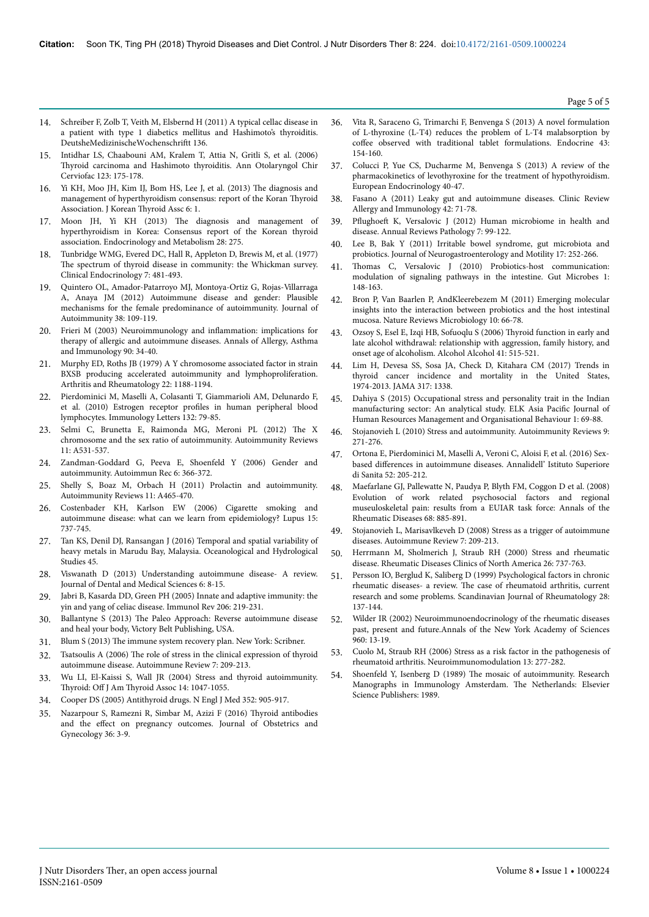14. Schreiber F, Zolb T, Veith M, Elsbernd H (2011) A typical cellac disease in a patient with type 1 diabetics mellitus and Hashimoto's thyroiditis. DeutsheMedizinischeWochenschriftt 136.
15. Intidhar LS, Chaabouni AM, Kralem T, Attia N, Gritli S, et al. (2006) Thyroid carcinoma and Hashimoto thyroiditis. Ann Otolaryngol Chir Cerviofac 123: 175-178.
16. Yi KH, Moo JH, Kim IJ, Bom HS, Lee J, et al. (2013) The diagnosis and management of hyperthyroidism consensus: report of the Koran Thyroid Association. J Korean Thyroid Assc 6: 1.
17. Moon JH, Yi KH (2013) The diagnosis and management of hyperthyroidism in Korea: Consensus report of the Korean thyroid association. Endocrinology and Metabolism 28: 275.
18. Tunbridge WMG, Evered DC, Hall R, Appleton D, Brewis M, et al. (1977) The spectrum of thyroid disease in community: the Whickman survey. Clinical Endocrinology 7: 481-493.
19. Quintero OL, Amador-Patarroyo MJ, Montoya-Ortiz G, Rojas-Villarraga A, Anaya JM (2012) Autoimmune disease and gender: Plausible mechanisms for the female predominance of autoimmunity. Journal of Autoimmunity 38: 109-119.
20. Frieri M (2003) Neuroimmunology and inflammation: implications for therapy of allergic and autoimmune diseases. Annals of Allergy, Asthma and Immunology 90: 34-40.
21. Murphy ED, Roths JB (1979) A Y chromosome associated factor in strain BXSB producing accelerated autoimmunity and lymphoproliferation. Arthritis and Rheumatology 22: 1188-1194.
22. Pierdominici M, Maselli A, Colasanti T, Giammarioli AM, Delunardo F, et al. (2010) Estrogen receptor profiles in human peripheral blood lymphocytes. Immunology Letters 132: 79-85.
23. Selmi C, Brunetta E, Raimonda MG, Meroni PL (2012) The X chromosome and the sex ratio of autoimmunity. Autoimmunity Reviews 11: A531-537.
24. Zandman-Goddard G, Peeva E, Shoenfeld Y (2006) Gender and autoimmunity. Autoimmun Rec 6: 366-372.
25. Shelly S, Boaz M, Orbach H (2011) Prolactin and autoimmunity. Autoimmunity Reviews 11: A465-470.
26. Costenbader KH, Karlson EW (2006) Cigarette smoking and autoimmune disease: what can we learn from epidemiology? Lupus 15: 737-745.
27. Tan KS, Denil DJ, Ransangan J (2016) Temporal and spatial variability of heavy metals in Marudu Bay, Malaysia. Oceanological and Hydrological Studies 45.
28. Viswanath D (2013) Understanding autoimmune disease- A review. Journal of Dental and Medical Sciences 6: 8-15.
29. Jabri B, Kasarda DD, Green PH (2005) Innate and adaptive immunity: the yin and yang of celiac disease. Immunol Rev 206: 219-231.
30. Ballantyne S (2013) The Paleo Approach: Reverse autoimmune disease and heal your body, Victory Belt Publishing, USA.
31. Blum S (2013) The immune system recovery plan. New York: Scribner.
32. Tsatsoulis A (2006) The role of stress in the clinical expression of thyroid autoimmune disease. Autoimmune Review 7: 209-213.
33. Wu LI, El-Kaissi S, Wall JR (2004) Stress and thyroid autoimmunity. Thyroid: Off J Am Thyroid Assoc 14: 1047-1055.
34. Cooper DS (2005) Antithyroid drugs. N Engl J Med 352: 905-917.
35. Nazarpour S, Ramezni R, Simbar M, Azizi F (2016) Thyroid antibodies and the effect on pregnancy outcomes. Journal of Obstetrics and Gynecology 36: 3-9.
36. Vita R, Saraceno G, Trimarchi F, Benvenga S (2013) A novel formulation of L-thyroxine (L-T4) reduces the problem of L-T4 malabsorption by coffee observed with traditional tablet formulations. Endocrine 43: 154-160.
37. Colucci P, Yue CS, Ducharme M, Benvenga S (2013) A review of the pharmacokinetics of levothyroxine for the treatment of hypothyroidism. European Endocrinology 40-47.
38. Fasano A (2011) Leaky gut and autoimmune diseases. Clinic Review Allergy and Immunology 42: 71-78.
39. Pflughoeft K, Versalovic J (2012) Human microbiome in health and disease. Annual Reviews Pathology 7: 99-122.
40. Lee B, Bak Y (2011) Irritable bowel syndrome, gut microbiota and probiotics. Journal of Neurogastroenterology and Motility 17: 252-266.
41. Thomas C, Versalovic J (2010) Probiotics-host communication: modulation of signaling pathways in the intestine. Gut Microbes 1: 148-163.
42. Bron P, Van Baarlen P, AndKleerebezem M (2011) Emerging molecular insights into the interaction between probiotics and the host intestinal mucosa. Nature Reviews Microbiology 10: 66-78.
43. Ozsoy S, Esel E, Izqi HB, Sofuoqlu S (2006) Thyroid function in early and late alcohol withdrawal: relationship with aggression, family history, and onset age of alcoholism. Alcohol Alcohol 41: 515-521.
44. Lim H, Devesa SS, Sosa JA, Check D, Kitahara CM (2017) Trends in thyroid cancer incidence and mortality in the United States, 1974-2013. JAMA 317: 1338.
45. Dahiya S (2015) Occupational stress and personality trait in the Indian manufacturing sector: An analytical study. ELK Asia Pacific Journal of Human Resources Management and Organisational Behaviour 1: 69-88.
46. Stojanovieh L (2010) Stress and autoimmunity. Autoimmunity Reviews 9: 271-276.
47. Ortona E, Pierdominici M, Maselli A, Veroni C, Aloisi F, et al. (2016) Sex-based differences in autoimmune diseases. Annalidell' Istituto Superiore di Sanita 52: 205-212.
48. Maefarlane GJ, Pallewatte N, Paudya P, Blyth FM, Coggon D et al. (2008) Evolution of work related psychosocial factors and regional museuloskeletal pain: results from a EUIAR task force: Annals of the Rheumatic Diseases 68: 885-891.
49. Stojanovieh L, Marisavlkeveh D (2008) Stress as a trigger of autoimmune diseases. Autoimmune Review 7: 209-213.
50. Herrmann M, Sholmerich J, Straub RH (2000) Stress and rheumatic disease. Rheumatic Diseases Clinics of North America 26: 737-763.
51. Persson IO, Berglud K, Saliberg D (1999) Psychological factors in chronic rheumatic diseases- a review. The case of rheumatoid arthritis, current research and some problems. Scandinavian Journal of Rheumatology 28: 137-144.
52. Wilder IR (2002) Neuroimmunoendocrinology of the rheumatic diseases past, present and future.Annals of the New York Academy of Sciences 960: 13-19.
53. Cuolo M, Straub RH (2006) Stress as a risk factor in the pathogenesis of rheumatoid arthritis. Neuroimmunomodulation 13: 277-282.
54. Shoenfeld Y, Isenberg D (1989) The mosaic of autoimmunity. Research Manographs in Immunology Amsterdam. The Netherlands: Elsevier Science Publishers: 1989.